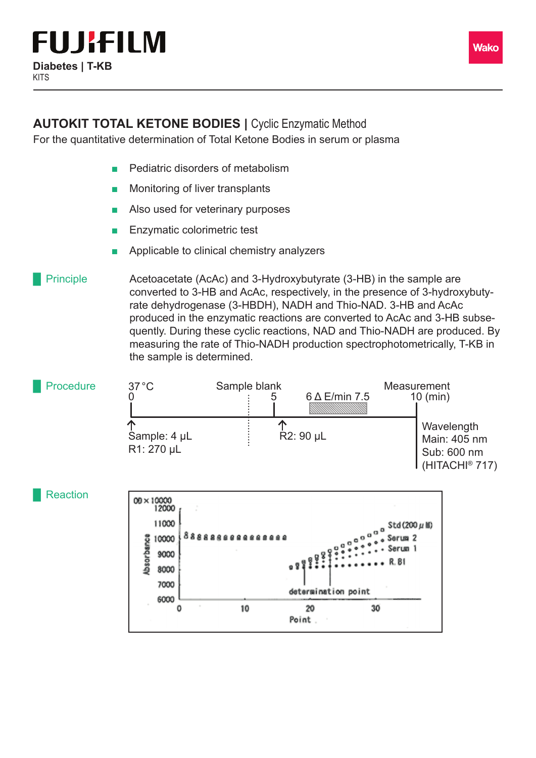**FUJIFILM**

**Diabetes | T-KB**
KITS

Wako

## AUTOKIT TOTAL KETONE BODIES | Cyclic Enzymatic Method

For the quantitative determination of Total Ketone Bodies in serum or plasma

- Pediatric disorders of metabolism
- Monitoring of liver transplants
- Also used for veterinary purposes
- Enzymatic colorimetric test
- Applicable to clinical chemistry analyzers

### Principle

Acetoacetate (AcAc) and 3-Hydroxybutyrate (3-HB) in the sample are converted to 3-HB and AcAc, respectively, in the presence of 3-hydroxybutyrate dehydrogenase (3-HBDH), NADH and Thio-NAD. 3-HB and AcAc produced in the enzymatic reactions are converted to AcAc and 3-HB subsequently. During these cyclic reactions, NAD and Thio-NADH are produced. By measuring the rate of Thio-NADH production spectrophotometrically, T-KB in the sample is determined.

### Procedure

37 °C

0 — Sample: 4 µL, R1: 270 µL

5 — Sample blank; R2: 90 µL

6 Δ E/min 7.5

10 (min) — Measurement

Wavelength
Main: 405 nm
Sub: 600 nm
(HITACHI® 717)

### Reaction

OD × 10000

Absorbance: 6000, 7000, 8000, 9000, 10000, 11000, 12000

Point: 0, 10, 20, 30

Std (200 µM), Serum 2, Serum 1, R.Bl

determination point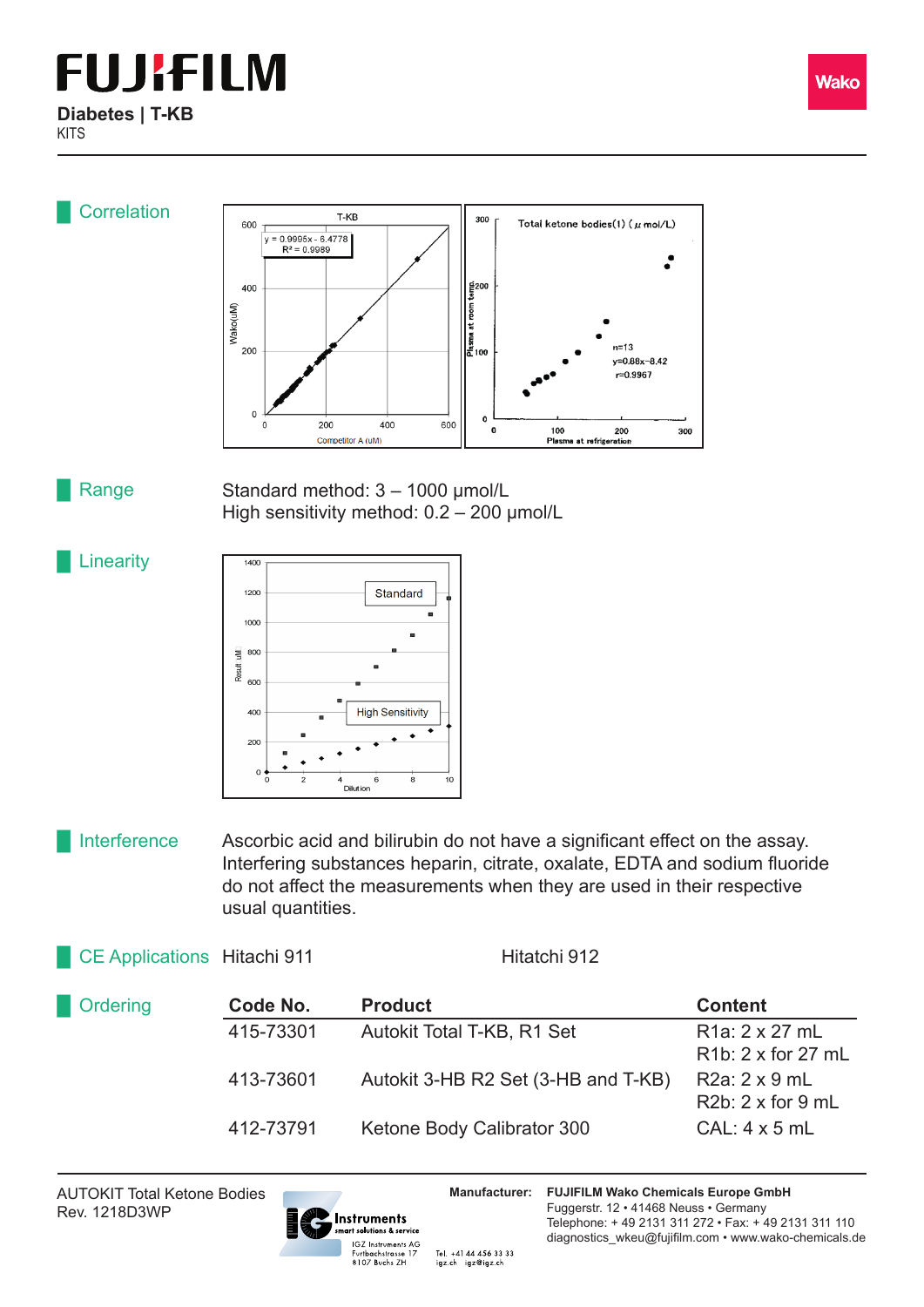FUJIFILM

**Diabetes | T-KB**
KITS

Wako

## Correlation

T-KB

y = 0.9995x - 6.4778
$R^2$ = 0.9989

600
400
200
0
0 200 400 600

Wako(uM)

Competitor A (uM)

300
Total ketone bodies(1) (μ mol/L)
200
100
0
0 100 200 300

Plasma at room temp.

Plasma at refrigeration

n=13
y=0.88x-8.42
r=0.9967

## Range

Standard method: 3 – 1000 μmol/L
High sensitivity method: 0.2 – 200 μmol/L

## Linearity

1400
1200
1000
800
600
400
200
0
0 2 4 6 8 10

Result uM

Dilution

Standard

High Sensitivity

## Interference

Ascorbic acid and bilirubin do not have a significant effect on the assay. Interfering substances heparin, citrate, oxalate, EDTA and sodium fluoride do not affect the measurements when they are used in their respective usual quantities.

## CE Applications

Hitachi 911 | Hitatchi 912

## Ordering

| Code No. | Product | Content |
|---|---|---|
| 415-73301 | Autokit Total T-KB, R1 Set | R1a: 2 x 27 mL<br>R1b: 2 x for 27 mL |
| 413-73601 | Autokit 3-HB R2 Set (3-HB and T-KB) | R2a: 2 x 9 mL<br>R2b: 2 x for 9 mL |
| 412-73791 | Ketone Body Calibrator 300 | CAL: 4 x 5 mL |

AUTOKIT Total Ketone Bodies
Rev. 1218D3WP

IGZ Instruments smart solutions & service
IGZ Instruments AG
Furtbachstrasse 17
8107 Buchs ZH
Tel. +41 44 456 33 33
igz.ch igz@igz.ch

**Manufacturer:** **FUJIFILM Wako Chemicals Europe GmbH**
Fuggerstr. 12 • 41468 Neuss • Germany
Telephone: + 49 2131 311 272 • Fax: + 49 2131 311 110
diagnostics_wkeu@fujifilm.com • www.wako-chemicals.de